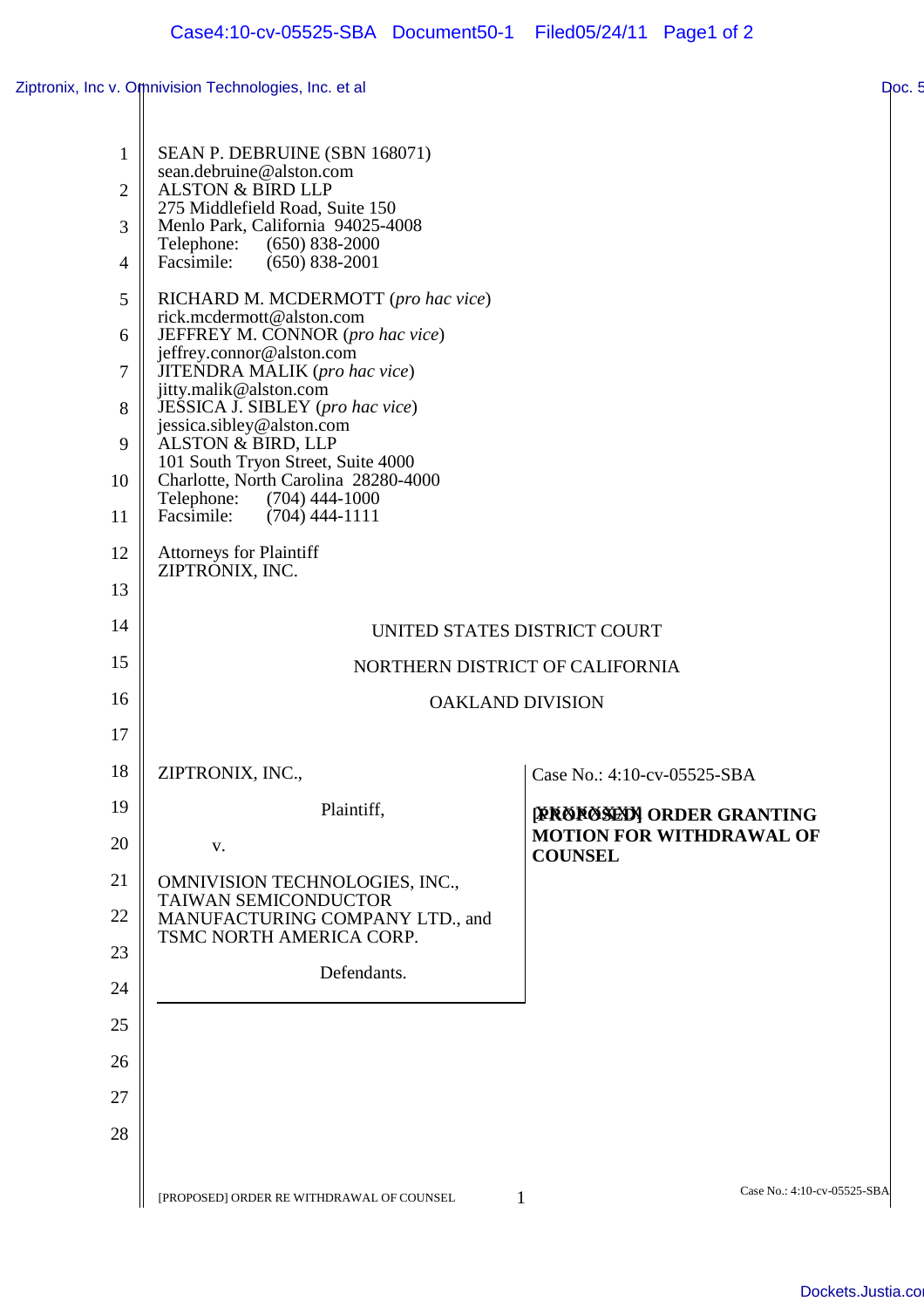SEAN P. DEBRUINE (SBN 168071)
sean.debruine@alston.com
ALSTON & BIRD LLP
275 Middlefield Road, Suite 150
Menlo Park, California 94025-4008
Telephone: (650) 838-2000
Facsimile: (650) 838-2001

RICHARD M. MCDERMOTT (*pro hac vice*)
rick.mcdermott@alston.com
JEFFREY M. CONNOR (*pro hac vice*)
jeffrey.connor@alston.com
JITENDRA MALIK (*pro hac vice*)
jitty.malik@alston.com
JESSICA J. SIBLEY (*pro hac vice*)
jessica.sibley@alston.com
ALSTON & BIRD, LLP
101 South Tryon Street, Suite 4000
Charlotte, North Carolina 28280-4000
Telephone: (704) 444-1000
Facsimile: (704) 444-1111

Attorneys for Plaintiff
ZIPTRONIX, INC.

UNITED STATES DISTRICT COURT

NORTHERN DISTRICT OF CALIFORNIA

OAKLAND DISSION

ZIPTRONIX, INC.,

Plaintiff,

v.

OMNIVISION TECHNOLOGIES, INC., TAIWAN SEMICONDUCTOR MANUFACTURING COMPANY LTD., and TSMC NORTH AMERICA CORP.

Defendants.

Case No.: 4:10-cv-05525-SBA

**[PROPOSED] ORDER GRANTING MOTION FOR WITHDRAWAL OF COUNSEL**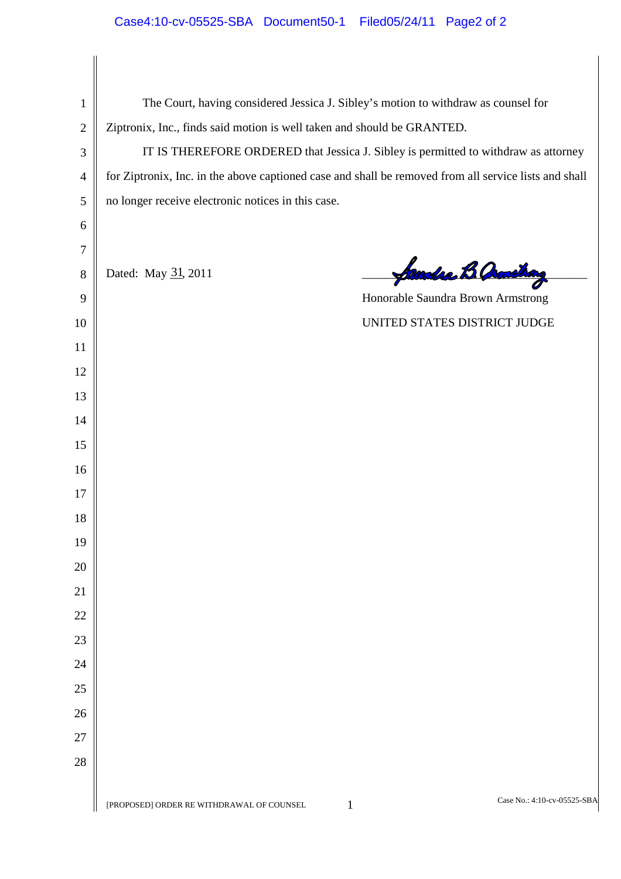The Court, having considered Jessica J. Sibley's motion to withdraw as counsel for Ziptronix, Inc., finds said motion is well taken and should be GRANTED.

IT IS THEREFORE ORDERED that Jessica J. Sibley is permitted to withdraw as attorney for Ziptronix, Inc. in the above captioned case and shall be removed from all service lists and shall no longer receive electronic notices in this case.

Dated: May 31, 2011

Honorable Saundra Brown Armstrong
UNITED STATES DISTRICT JUDGE

[PROPOSED] ORDER RE WITHDRAWAL OF COUNSEL

Case No.: 4:10-cv-05525-SBA